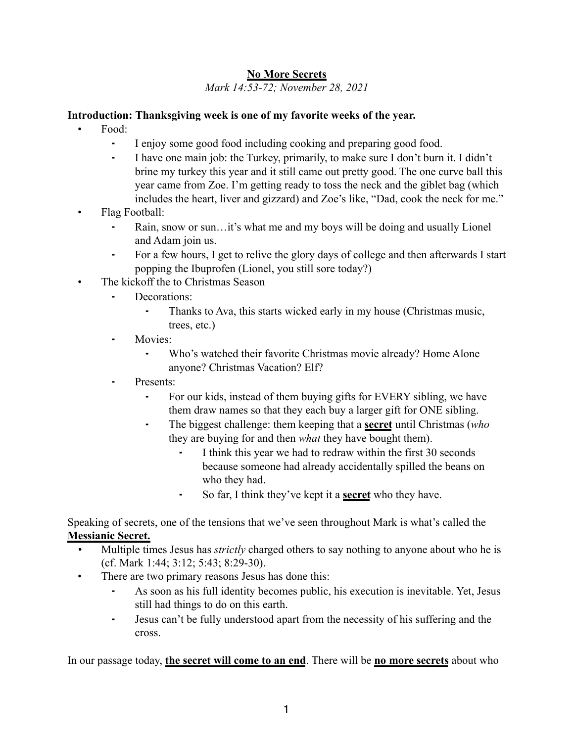**<u>No More Secrets</u>**

*Mark 14:53-72; November 28, 2021*

**Introduction: Thanksgiving week is one of my favorite weeks of the year.**

- Food:
  - I enjoy some good food including cooking and preparing good food.
  - I have one main job: the Turkey, primarily, to make sure I don't burn it. I didn't brine my turkey this year and it still came out pretty good. The one curve ball this year came from Zoe. I'm getting ready to toss the neck and the giblet bag (which includes the heart, liver and gizzard) and Zoe's like, "Dad, cook the neck for me."
- Flag Football:
  - Rain, snow or sun…it's what me and my boys will be doing and usually Lionel and Adam join us.
  - For a few hours, I get to relive the glory days of college and then afterwards I start popping the Ibuprofen (Lionel, you still sore today?)
- The kickoff the to Christmas Season
  - Decorations:
    - Thanks to Ava, this starts wicked early in my house (Christmas music, trees, etc.)
  - Movies:
    - Who's watched their favorite Christmas movie already? Home Alone anyone? Christmas Vacation? Elf?
  - Presents:
    - For our kids, instead of them buying gifts for EVERY sibling, we have them draw names so that they each buy a larger gift for ONE sibling.
    - The biggest challenge: them keeping that a **<u>secret</u>** until Christmas (*who* they are buying for and then *what* they have bought them).
      - I think this year we had to redraw within the first 30 seconds because someone had already accidentally spilled the beans on who they had.
      - So far, I think they've kept it a **<u>secret</u>** who they have.

Speaking of secrets, one of the tensions that we've seen throughout Mark is what's called the **<u>Messianic Secret.</u>**

- Multiple times Jesus has *strictly* charged others to say nothing to anyone about who he is (cf. Mark 1:44; 3:12; 5:43; 8:29-30).
- There are two primary reasons Jesus has done this:
  - As soon as his full identity becomes public, his execution is inevitable. Yet, Jesus still had things to do on this earth.
  - Jesus can't be fully understood apart from the necessity of his suffering and the cross.

In our passage today, **<u>the secret will come to an end</u>**. There will be **<u>no more secrets</u>** about who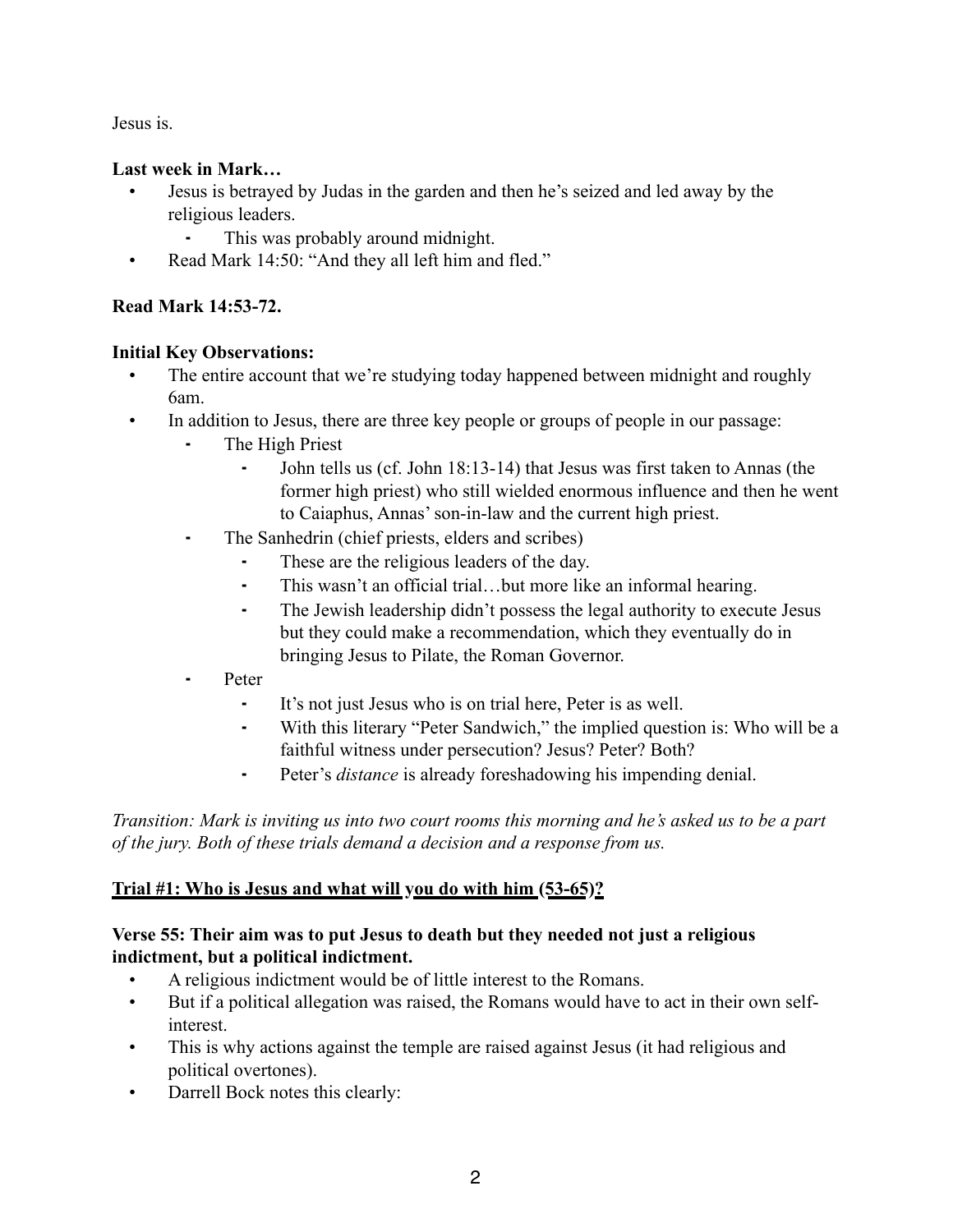Jesus is.

**Last week in Mark…**

- Jesus is betrayed by Judas in the garden and then he's seized and led away by the religious leaders.
  - This was probably around midnight.
- Read Mark 14:50: "And they all left him and fled."

**Read Mark 14:53-72.**

**Initial Key Observations:**

- The entire account that we're studying today happened between midnight and roughly 6am.
- In addition to Jesus, there are three key people or groups of people in our passage:
  - The High Priest
    - John tells us (cf. John 18:13-14) that Jesus was first taken to Annas (the former high priest) who still wielded enormous influence and then he went to Caiaphus, Annas' son-in-law and the current high priest.
  - The Sanhedrin (chief priests, elders and scribes)
    - These are the religious leaders of the day.
    - This wasn't an official trial…but more like an informal hearing.
    - The Jewish leadership didn't possess the legal authority to execute Jesus but they could make a recommendation, which they eventually do in bringing Jesus to Pilate, the Roman Governor.
  - Peter
    - It's not just Jesus who is on trial here, Peter is as well.
    - With this literary "Peter Sandwich," the implied question is: Who will be a faithful witness under persecution? Jesus? Peter? Both?
    - Peter's *distance* is already foreshadowing his impending denial.

*Transition: Mark is inviting us into two court rooms this morning and he's asked us to be a part of the jury. Both of these trials demand a decision and a response from us.*

**<u>Trial #1: Who is Jesus and what will you do with him (53-65)?</u>**

**Verse 55: Their aim was to put Jesus to death but they needed not just a religious indictment, but a political indictment.**

- A religious indictment would be of little interest to the Romans.
- But if a political allegation was raised, the Romans would have to act in their own self-interest.
- This is why actions against the temple are raised against Jesus (it had religious and political overtones).
- Darrell Bock notes this clearly: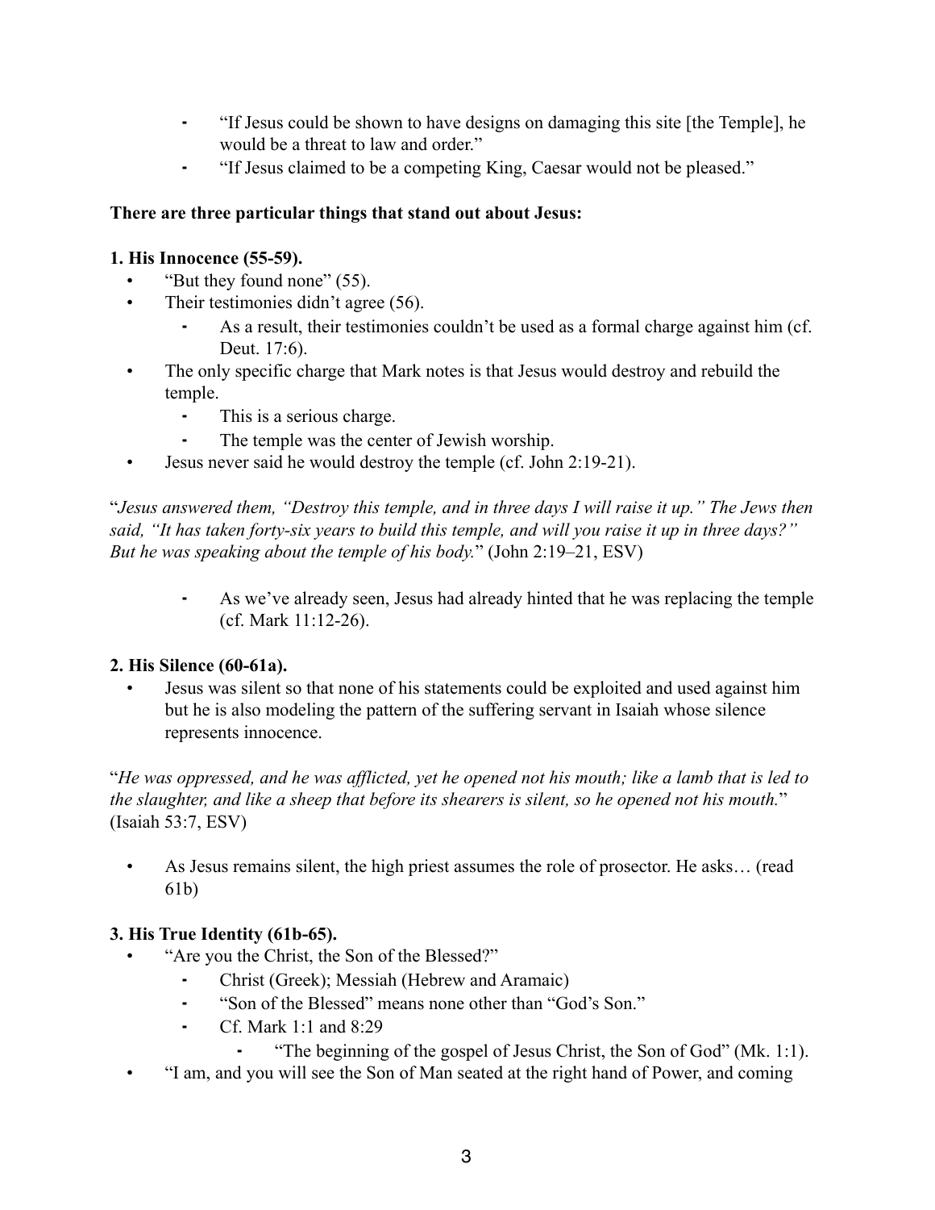- "If Jesus could be shown to have designs on damaging this site [the Temple], he would be a threat to law and order."
  - "If Jesus claimed to be a competing King, Caesar would not be pleased."

**There are three particular things that stand out about Jesus:**

**1. His Innocence (55-59).**

- "But they found none" (55).
- Their testimonies didn't agree (56).
  - As a result, their testimonies couldn't be used as a formal charge against him (cf. Deut. 17:6).
- The only specific charge that Mark notes is that Jesus would destroy and rebuild the temple.
  - This is a serious charge.
  - The temple was the center of Jewish worship.
- Jesus never said he would destroy the temple (cf. John 2:19-21).

"*Jesus answered them, "Destroy this temple, and in three days I will raise it up." The Jews then said, "It has taken forty-six years to build this temple, and will you raise it up in three days?" But he was speaking about the temple of his body.*" (John 2:19–21, ESV)

  - As we've already seen, Jesus had already hinted that he was replacing the temple (cf. Mark 11:12-26).

**2. His Silence (60-61a).**

- Jesus was silent so that none of his statements could be exploited and used against him but he is also modeling the pattern of the suffering servant in Isaiah whose silence represents innocence.

"*He was oppressed, and he was afflicted, yet he opened not his mouth; like a lamb that is led to the slaughter, and like a sheep that before its shearers is silent, so he opened not his mouth.*" (Isaiah 53:7, ESV)

- As Jesus remains silent, the high priest assumes the role of prosector. He asks… (read 61b)

**3. His True Identity (61b-65).**

- "Are you the Christ, the Son of the Blessed?"
  - Christ (Greek); Messiah (Hebrew and Aramaic)
  - "Son of the Blessed" means none other than "God's Son."
  - Cf. Mark 1:1 and 8:29
    - "The beginning of the gospel of Jesus Christ, the Son of God" (Mk. 1:1).
- "I am, and you will see the Son of Man seated at the right hand of Power, and coming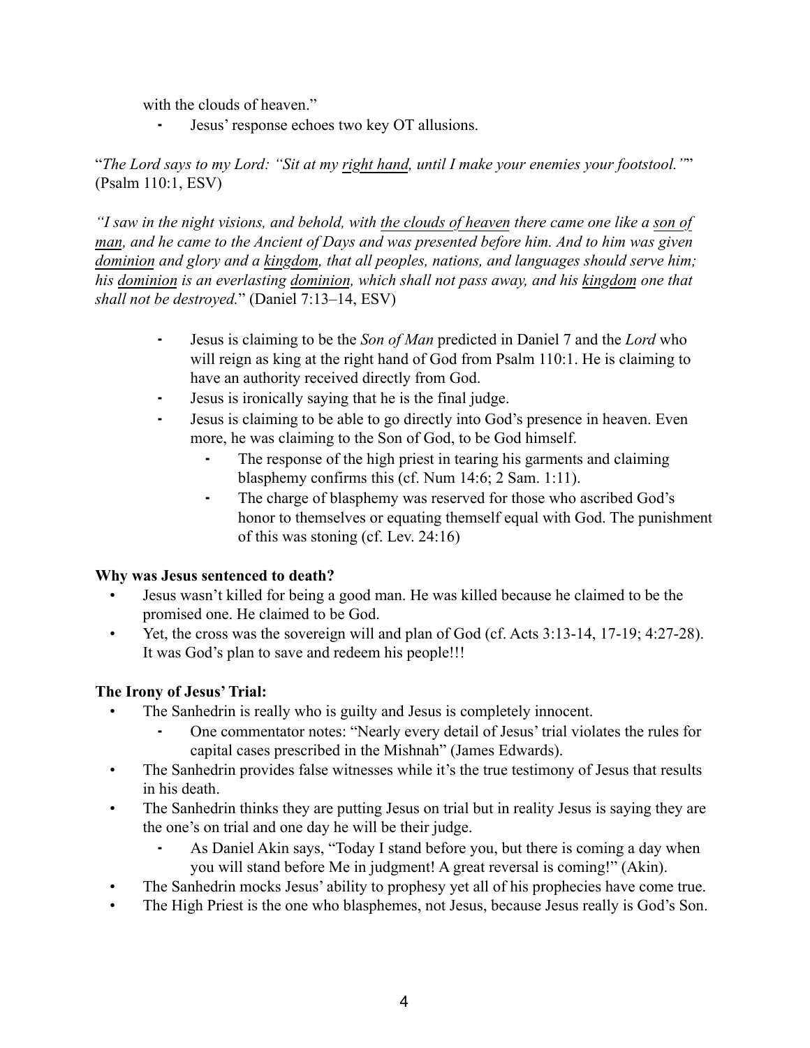with the clouds of heaven."

- Jesus' response echoes two key OT allusions.

"*The Lord says to my Lord: "Sit at my <u>right hand</u>, until I make your enemies your footstool.'*"" (Psalm 110:1, ESV)

*"I saw in the night visions, and behold, with <u>the clouds of heaven</u> there came one like a <u>son of man</u>, and he came to the Ancient of Days and was presented before him. And to him was given <u>dominion</u> and glory and a <u>kingdom</u>, that all peoples, nations, and languages should serve him; his <u>dominion</u> is an everlasting <u>dominion</u>, which shall not pass away, and his <u>kingdom</u> one that shall not be destroyed.*" (Daniel 7:13–14, ESV)

- Jesus is claiming to be the *Son of Man* predicted in Daniel 7 and the *Lord* who will reign as king at the right hand of God from Psalm 110:1. He is claiming to have an authority received directly from God.
- Jesus is ironically saying that he is the final judge.
- Jesus is claiming to be able to go directly into God's presence in heaven. Even more, he was claiming to the Son of God, to be God himself.
  - The response of the high priest in tearing his garments and claiming blasphemy confirms this (cf. Num 14:6; 2 Sam. 1:11).
  - The charge of blasphemy was reserved for those who ascribed God's honor to themselves or equating themself equal with God. The punishment of this was stoning (cf. Lev. 24:16)

**Why was Jesus sentenced to death?**

- Jesus wasn't killed for being a good man. He was killed because he claimed to be the promised one. He claimed to be God.
- Yet, the cross was the sovereign will and plan of God (cf. Acts 3:13-14, 17-19; 4:27-28). It was God's plan to save and redeem his people!!!

**The Irony of Jesus' Trial:**

- The Sanhedrin is really who is guilty and Jesus is completely innocent.
  - One commentator notes: "Nearly every detail of Jesus' trial violates the rules for capital cases prescribed in the Mishnah" (James Edwards).
- The Sanhedrin provides false witnesses while it's the true testimony of Jesus that results in his death.
- The Sanhedrin thinks they are putting Jesus on trial but in reality Jesus is saying they are the one's on trial and one day he will be their judge.
  - As Daniel Akin says, "Today I stand before you, but there is coming a day when you will stand before Me in judgment! A great reversal is coming!" (Akin).
- The Sanhedrin mocks Jesus' ability to prophesy yet all of his prophecies have come true.
- The High Priest is the one who blasphemes, not Jesus, because Jesus really is God's Son.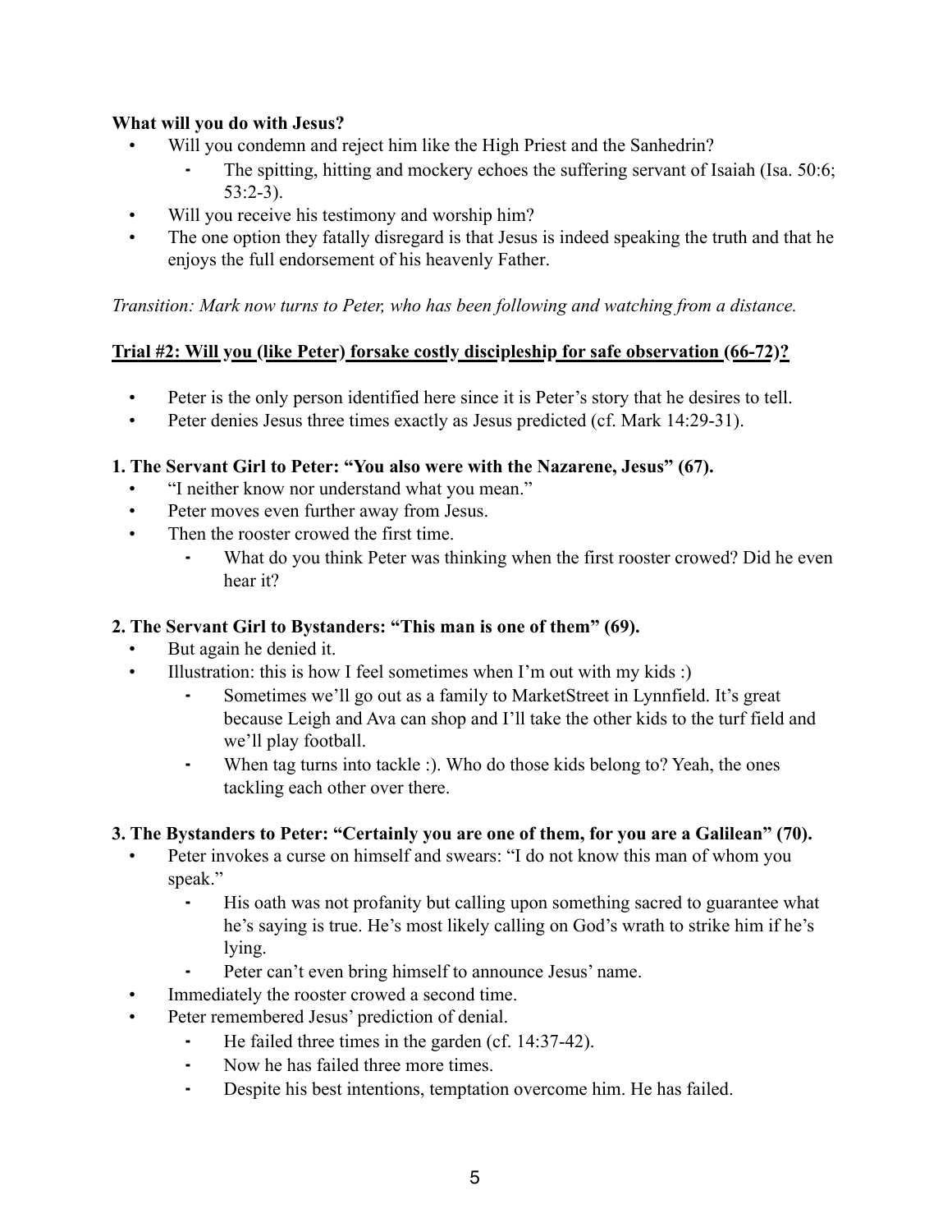**What will you do with Jesus?**

- Will you condemn and reject him like the High Priest and the Sanhedrin?
  - The spitting, hitting and mockery echoes the suffering servant of Isaiah (Isa. 50:6; 53:2-3).
- Will you receive his testimony and worship him?
- The one option they fatally disregard is that Jesus is indeed speaking the truth and that he enjoys the full endorsement of his heavenly Father.

*Transition: Mark now turns to Peter, who has been following and watching from a distance.*

**<u>Trial #2: Will you (like Peter) forsake costly discipleship for safe observation (66-72)?</u>**

- Peter is the only person identified here since it is Peter's story that he desires to tell.
- Peter denies Jesus three times exactly as Jesus predicted (cf. Mark 14:29-31).

**1. The Servant Girl to Peter: "You also were with the Nazarene, Jesus" (67).**

- "I neither know nor understand what you mean."
- Peter moves even further away from Jesus.
- Then the rooster crowed the first time.
  - What do you think Peter was thinking when the first rooster crowed? Did he even hear it?

**2. The Servant Girl to Bystanders: "This man is one of them" (69).**

- But again he denied it.
- Illustration: this is how I feel sometimes when I'm out with my kids :)
  - Sometimes we'll go out as a family to MarketStreet in Lynnfield. It's great because Leigh and Ava can shop and I'll take the other kids to the turf field and we'll play football.
  - When tag turns into tackle :). Who do those kids belong to? Yeah, the ones tackling each other over there.

**3. The Bystanders to Peter: "Certainly you are one of them, for you are a Galilean" (70).**

- Peter invokes a curse on himself and swears: "I do not know this man of whom you speak."
  - His oath was not profanity but calling upon something sacred to guarantee what he's saying is true. He's most likely calling on God's wrath to strike him if he's lying.
  - Peter can't even bring himself to announce Jesus' name.
- Immediately the rooster crowed a second time.
- Peter remembered Jesus' prediction of denial.
  - He failed three times in the garden (cf. 14:37-42).
  - Now he has failed three more times.
  - Despite his best intentions, temptation overcome him. He has failed.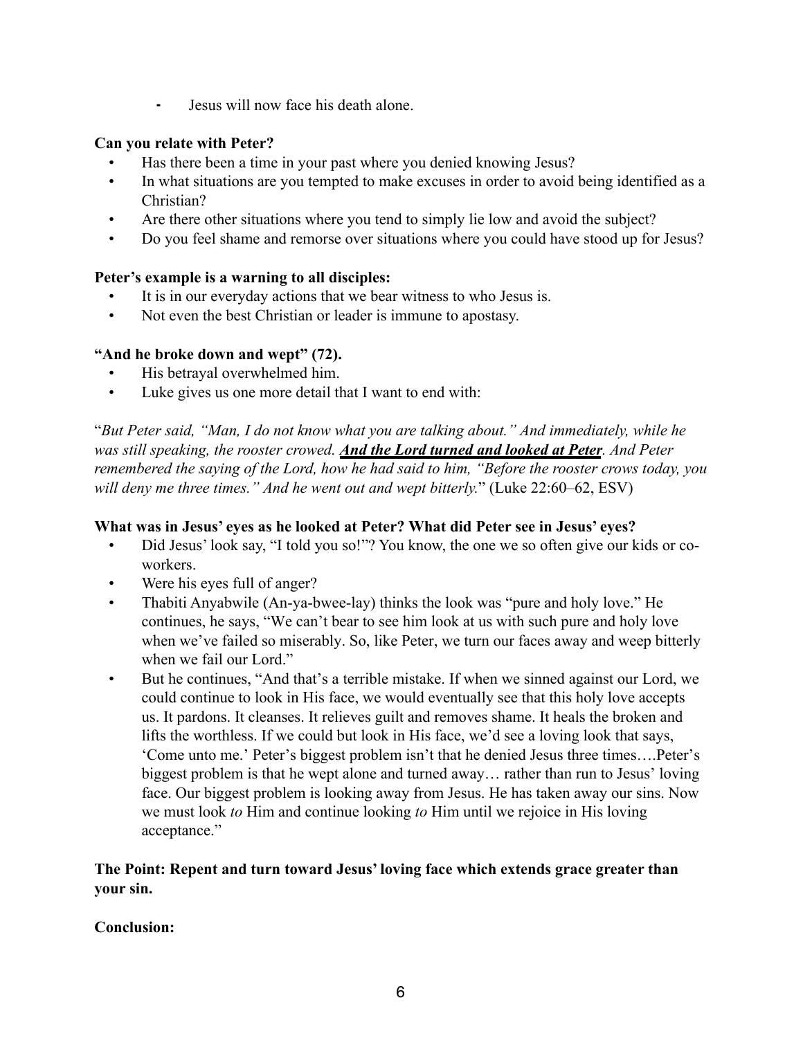- Jesus will now face his death alone.

**Can you relate with Peter?**

- Has there been a time in your past where you denied knowing Jesus?
- In what situations are you tempted to make excuses in order to avoid being identified as a Christian?
- Are there other situations where you tend to simply lie low and avoid the subject?
- Do you feel shame and remorse over situations where you could have stood up for Jesus?

**Peter's example is a warning to all disciples:**

- It is in our everyday actions that we bear witness to who Jesus is.
- Not even the best Christian or leader is immune to apostasy.

**"And he broke down and wept" (72).**

- His betrayal overwhelmed him.
- Luke gives us one more detail that I want to end with:

"*But Peter said, "Man, I do not know what you are talking about." And immediately, while he was still speaking, the rooster crowed.* ***<u>And the Lord turned and looked at Peter</u>****. And Peter remembered the saying of the Lord, how he had said to him, "Before the rooster crows today, you will deny me three times." And he went out and wept bitterly.*" (Luke 22:60–62, ESV)

**What was in Jesus' eyes as he looked at Peter? What did Peter see in Jesus' eyes?**

- Did Jesus' look say, "I told you so!"? You know, the one we so often give our kids or co-workers.
- Were his eyes full of anger?
- Thabiti Anyabwile (An-ya-bwee-lay) thinks the look was "pure and holy love." He continues, he says, "We can't bear to see him look at us with such pure and holy love when we've failed so miserably. So, like Peter, we turn our faces away and weep bitterly when we fail our Lord."
- But he continues, "And that's a terrible mistake. If when we sinned against our Lord, we could continue to look in His face, we would eventually see that this holy love accepts us. It pardons. It cleanses. It relieves guilt and removes shame. It heals the broken and lifts the worthless. If we could but look in His face, we'd see a loving look that says, 'Come unto me.' Peter's biggest problem isn't that he denied Jesus three times….Peter's biggest problem is that he wept alone and turned away… rather than run to Jesus' loving face. Our biggest problem is looking away from Jesus. He has taken away our sins. Now we must look *to* Him and continue looking *to* Him until we rejoice in His loving acceptance."

**The Point: Repent and turn toward Jesus' loving face which extends grace greater than your sin.**

**Conclusion:**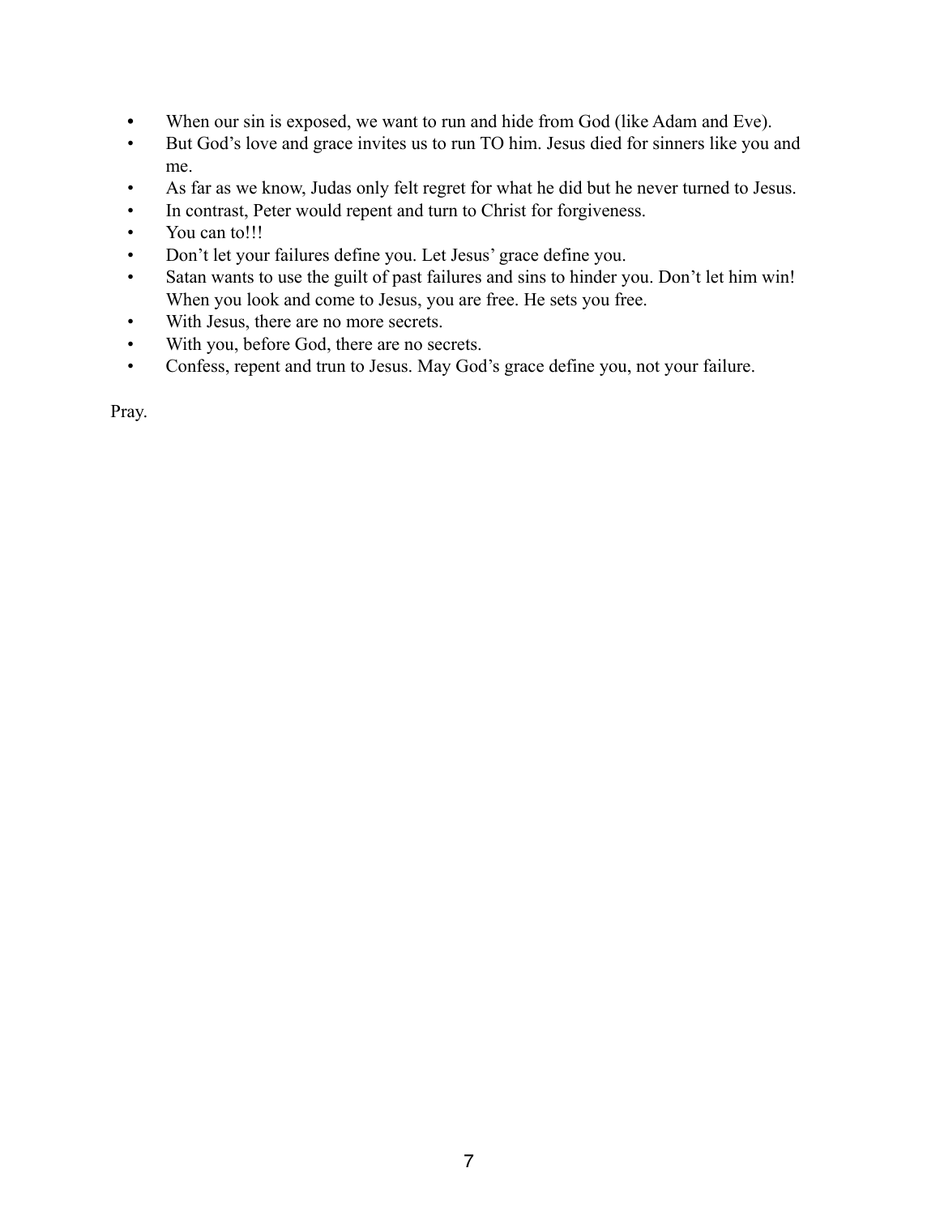- When our sin is exposed, we want to run and hide from God (like Adam and Eve).
- But God's love and grace invites us to run TO him. Jesus died for sinners like you and me.
- As far as we know, Judas only felt regret for what he did but he never turned to Jesus.
- In contrast, Peter would repent and turn to Christ for forgiveness.
- You can to!!!
- Don't let your failures define you. Let Jesus' grace define you.
- Satan wants to use the guilt of past failures and sins to hinder you. Don't let him win! When you look and come to Jesus, you are free. He sets you free.
- With Jesus, there are no more secrets.
- With you, before God, there are no secrets.
- Confess, repent and trun to Jesus. May God's grace define you, not your failure.

Pray.